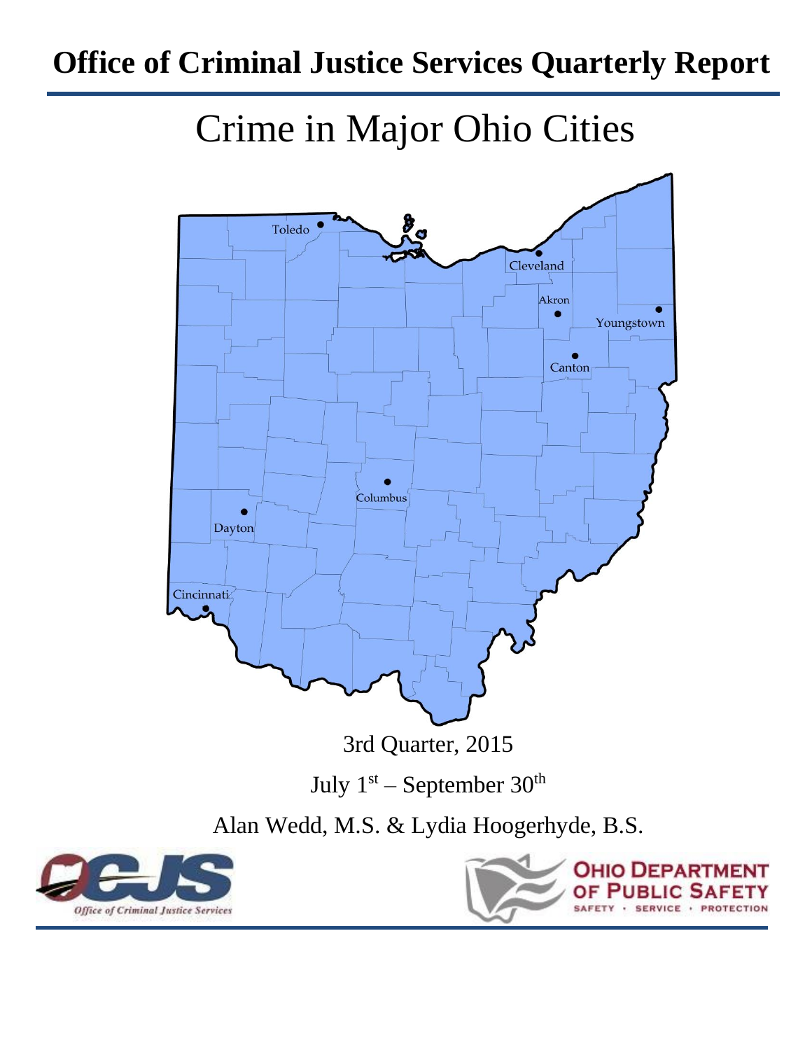# Office of Criminal Justice Services Quarterly Report

# Crime in Major Ohio Cities

3rd Quarter, 2015

July 1st – September 30th

Alan Wedd, M.S. & Lydia Hoogerhyde, B.S.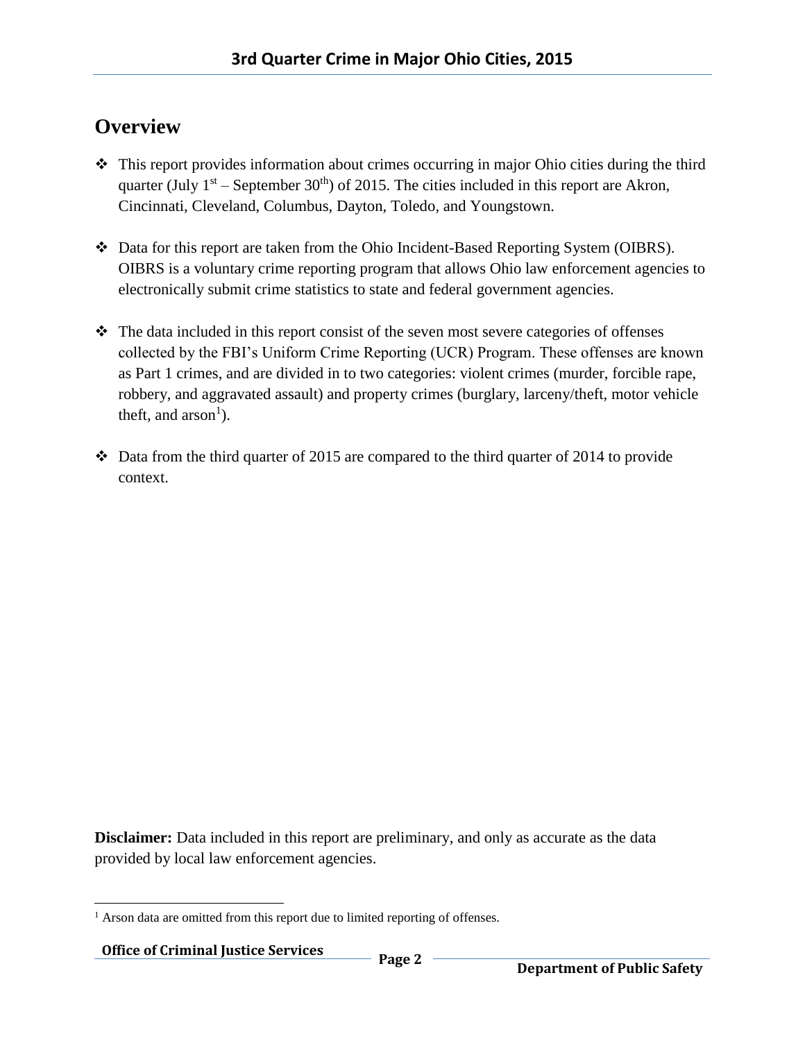## Overview

- This report provides information about crimes occurring in major Ohio cities during the third quarter (July 1st – September 30th) of 2015. The cities included in this report are Akron, Cincinnati, Cleveland, Columbus, Dayton, Toledo, and Youngstown.

- Data for this report are taken from the Ohio Incident-Based Reporting System (OIBRS). OIBRS is a voluntary crime reporting program that allows Ohio law enforcement agencies to electronically submit crime statistics to state and federal government agencies.

- The data included in this report consist of the seven most severe categories of offenses collected by the FBI's Uniform Crime Reporting (UCR) Program. These offenses are known as Part 1 crimes, and are divided in to two categories: violent crimes (murder, forcible rape, robbery, and aggravated assault) and property crimes (burglary, larceny/theft, motor vehicle theft, and arson[1]).

- Data from the third quarter of 2015 are compared to the third quarter of 2014 to provide context.

**Disclaimer:** Data included in this report are preliminary, and only as accurate as the data provided by local law enforcement agencies.

[1] Arson data are omitted from this report due to limited reporting of offenses.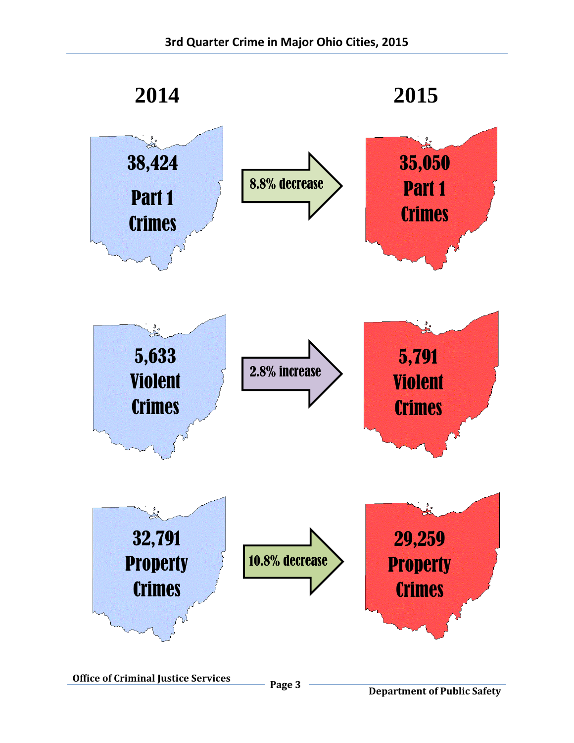## 3rd Quarter Crime in Major Ohio Cities, 2015

| 2014 | Change | 2015 |
|---|---|---|
| 38,424 Part 1 Crimes | 8.8% decrease | 35,050 Part 1 Crimes |
| 5,633 Violent Crimes | 2.8% increase | 5,791 Violent Crimes |
| 32,791 Property Crimes | 10.8% decrease | 29,259 Property Crimes |

**Office of Criminal Justice Services** **Department of Public Safety**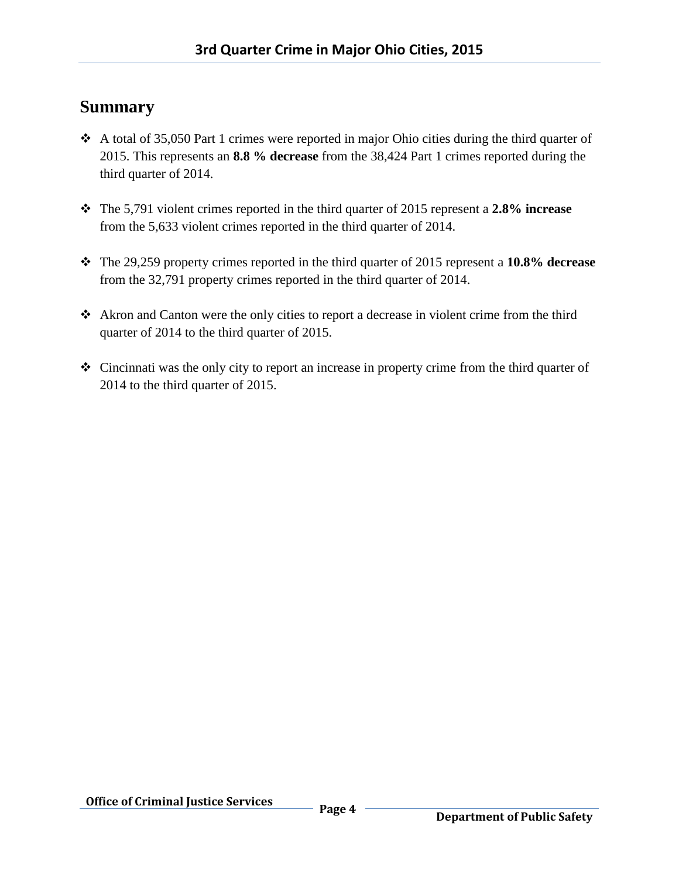## Summary

- A total of 35,050 Part 1 crimes were reported in major Ohio cities during the third quarter of 2015. This represents an **8.8 % decrease** from the 38,424 Part 1 crimes reported during the third quarter of 2014.

- The 5,791 violent crimes reported in the third quarter of 2015 represent a **2.8% increase** from the 5,633 violent crimes reported in the third quarter of 2014.

- The 29,259 property crimes reported in the third quarter of 2015 represent a **10.8% decrease** from the 32,791 property crimes reported in the third quarter of 2014.

- Akron and Canton were the only cities to report a decrease in violent crime from the third quarter of 2014 to the third quarter of 2015.

- Cincinnati was the only city to report an increase in property crime from the third quarter of 2014 to the third quarter of 2015.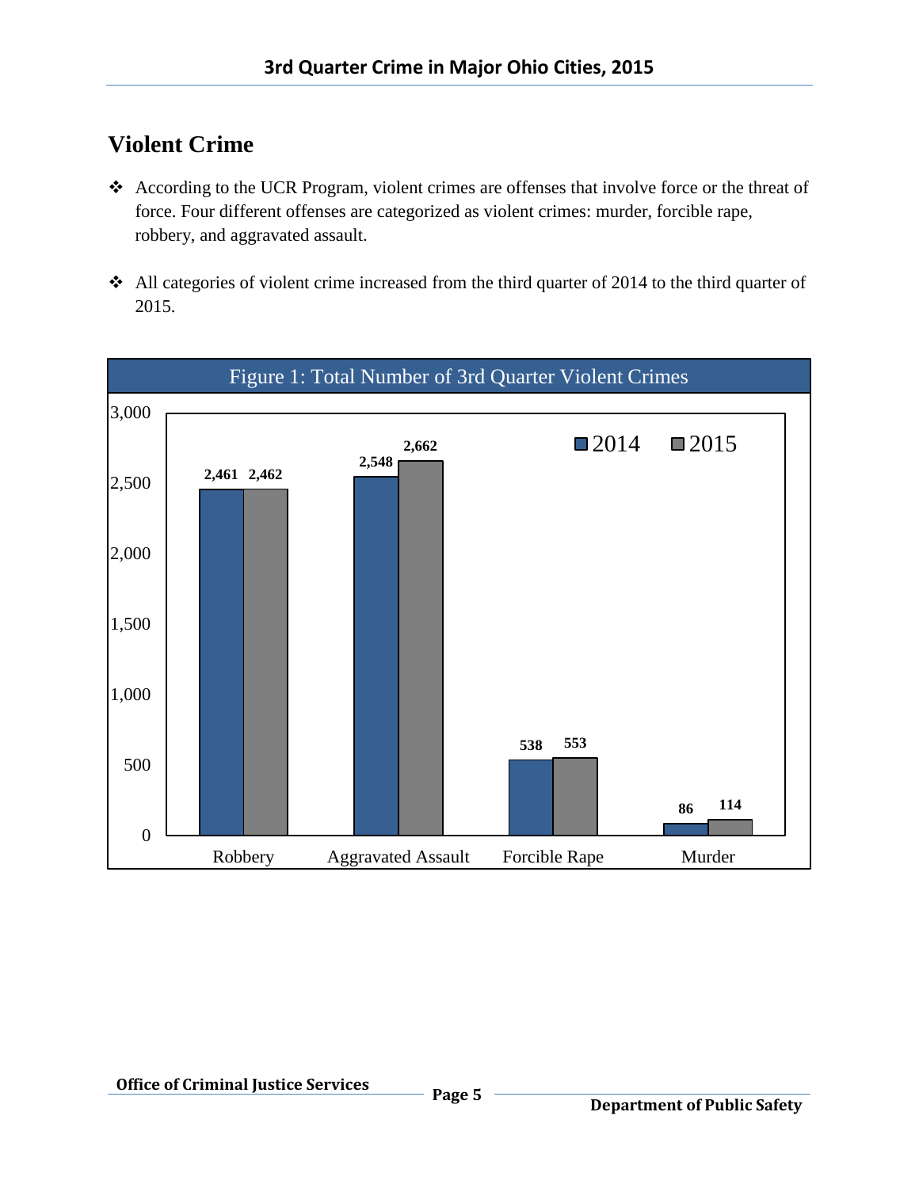## Violent Crime

- According to the UCR Program, violent crimes are offenses that involve force or the threat of force. Four different offenses are categorized as violent crimes: murder, forcible rape, robbery, and aggravated assault.
- All categories of violent crime increased from the third quarter of 2014 to the third quarter of 2015.

**Figure 1: Total Number of 3rd Quarter Violent Crimes**

| | 2014 | 2015 |
|---|---|---|
| Robbery | 2,461 | 2,462 |
| Aggravated Assault | 2,548 | 2,662 |
| Forcible Rape | 538 | 553 |
| Murder | 86 | 114 |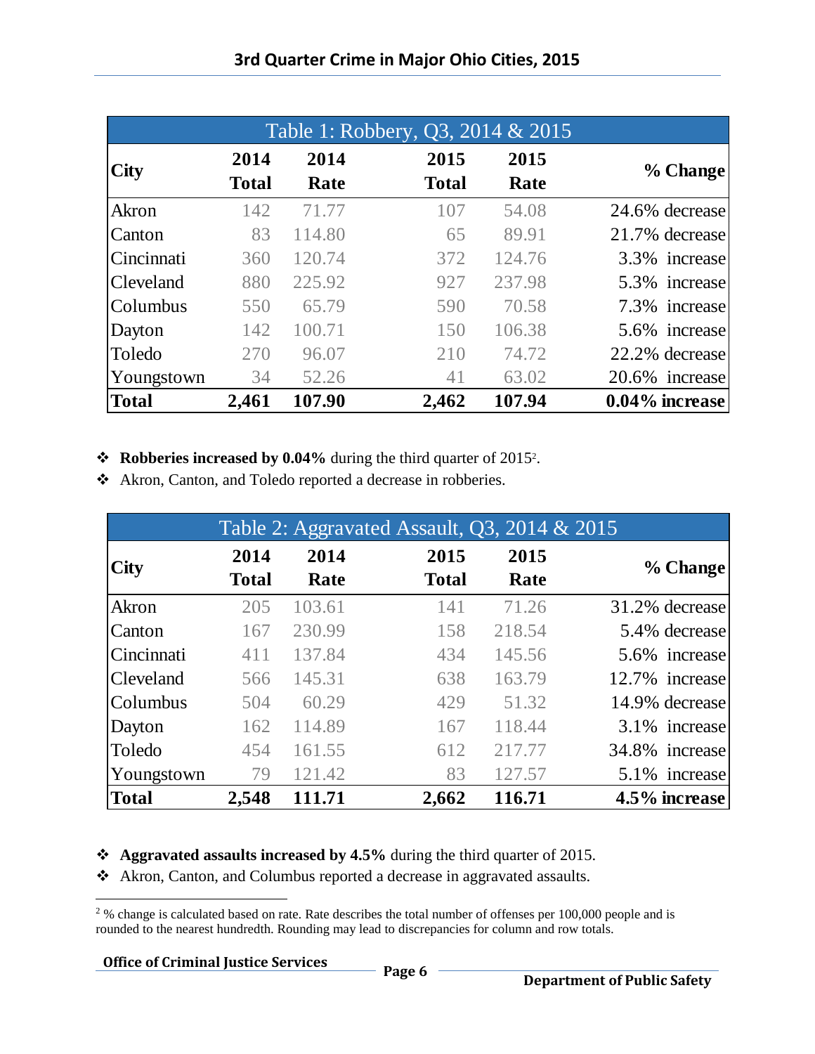# 3rd Quarter Crime in Major Ohio Cities, 2015

| Table 1: Robbery, Q3, 2014 & 2015 | | | | | |
|---|---|---|---|---|---|
| **City** | **2014 Total** | **2014 Rate** | **2015 Total** | **2015 Rate** | **% Change** |
| Akron | 142 | 71.77 | 107 | 54.08 | 24.6% decrease |
| Canton | 83 | 114.80 | 65 | 89.91 | 21.7% decrease |
| Cincinnati | 360 | 120.74 | 372 | 124.76 | 3.3% increase |
| Cleveland | 880 | 225.92 | 927 | 237.98 | 5.3% increase |
| Columbus | 550 | 65.79 | 590 | 70.58 | 7.3% increase |
| Dayton | 142 | 100.71 | 150 | 106.38 | 5.6% increase |
| Toledo | 270 | 96.07 | 210 | 74.72 | 22.2% decrease |
| Youngstown | 34 | 52.26 | 41 | 63.02 | 20.6% increase |
| **Total** | **2,461** | **107.90** | **2,462** | **107.94** | **0.04% increase** |

- **Robberies increased by 0.04%** during the third quarter of 2015[2].
- Akron, Canton, and Toledo reported a decrease in robberies.

| Table 2: Aggravated Assault, Q3, 2014 & 2015 | | | | | |
|---|---|---|---|---|---|
| **City** | **2014 Total** | **2014 Rate** | **2015 Total** | **2015 Rate** | **% Change** |
| Akron | 205 | 103.61 | 141 | 71.26 | 31.2% decrease |
| Canton | 167 | 230.99 | 158 | 218.54 | 5.4% decrease |
| Cincinnati | 411 | 137.84 | 434 | 145.56 | 5.6% increase |
| Cleveland | 566 | 145.31 | 638 | 163.79 | 12.7% increase |
| Columbus | 504 | 60.29 | 429 | 51.32 | 14.9% decrease |
| Dayton | 162 | 114.89 | 167 | 118.44 | 3.1% increase |
| Toledo | 454 | 161.55 | 612 | 217.77 | 34.8% increase |
| Youngstown | 79 | 121.42 | 83 | 127.57 | 5.1% increase |
| **Total** | **2,548** | **111.71** | **2,662** | **116.71** | **4.5% increase** |

- **Aggravated assaults increased by 4.5%** during the third quarter of 2015.
- Akron, Canton, and Columbus reported a decrease in aggravated assaults.

[2] % change is calculated based on rate. Rate describes the total number of offenses per 100,000 people and is rounded to the nearest hundredth. Rounding may lead to discrepancies for column and row totals.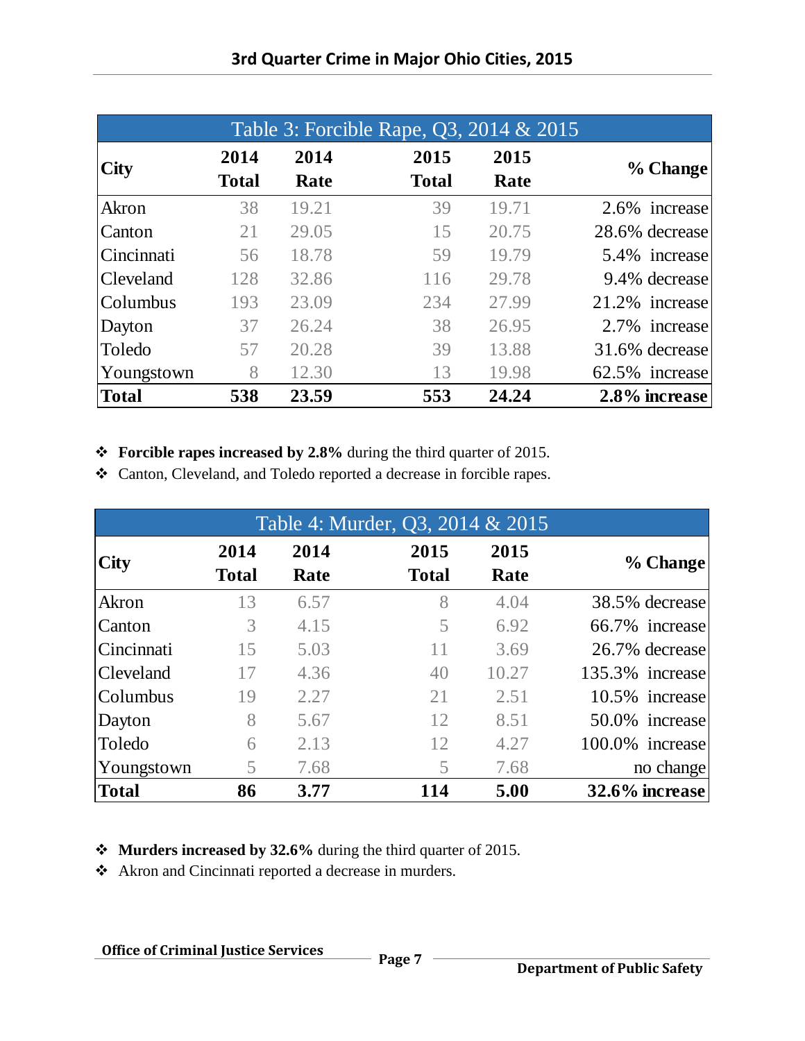# 3rd Quarter Crime in Major Ohio Cities, 2015

| Table 3: Forcible Rape, Q3, 2014 & 2015 | | | | | |
|---|---|---|---|---|---|
| **City** | **2014 Total** | **2014 Rate** | **2015 Total** | **2015 Rate** | **% Change** |
| Akron | 38 | 19.21 | 39 | 19.71 | 2.6% increase |
| Canton | 21 | 29.05 | 15 | 20.75 | 28.6% decrease |
| Cincinnati | 56 | 18.78 | 59 | 19.79 | 5.4% increase |
| Cleveland | 128 | 32.86 | 116 | 29.78 | 9.4% decrease |
| Columbus | 193 | 23.09 | 234 | 27.99 | 21.2% increase |
| Dayton | 37 | 26.24 | 38 | 26.95 | 2.7% increase |
| Toledo | 57 | 20.28 | 39 | 13.88 | 31.6% decrease |
| Youngstown | 8 | 12.30 | 13 | 19.98 | 62.5% increase |
| **Total** | **538** | **23.59** | **553** | **24.24** | **2.8% increase** |

- **Forcible rapes increased by 2.8%** during the third quarter of 2015.
- Canton, Cleveland, and Toledo reported a decrease in forcible rapes.

| Table 4: Murder, Q3, 2014 & 2015 | | | | | |
|---|---|---|---|---|---|
| **City** | **2014 Total** | **2014 Rate** | **2015 Total** | **2015 Rate** | **% Change** |
| Akron | 13 | 6.57 | 8 | 4.04 | 38.5% decrease |
| Canton | 3 | 4.15 | 5 | 6.92 | 66.7% increase |
| Cincinnati | 15 | 5.03 | 11 | 3.69 | 26.7% decrease |
| Cleveland | 17 | 4.36 | 40 | 10.27 | 135.3% increase |
| Columbus | 19 | 2.27 | 21 | 2.51 | 10.5% increase |
| Dayton | 8 | 5.67 | 12 | 8.51 | 50.0% increase |
| Toledo | 6 | 2.13 | 12 | 4.27 | 100.0% increase |
| Youngstown | 5 | 7.68 | 5 | 7.68 | no change |
| **Total** | **86** | **3.77** | **114** | **5.00** | **32.6% increase** |

- **Murders increased by 32.6%** during the third quarter of 2015.
- Akron and Cincinnati reported a decrease in murders.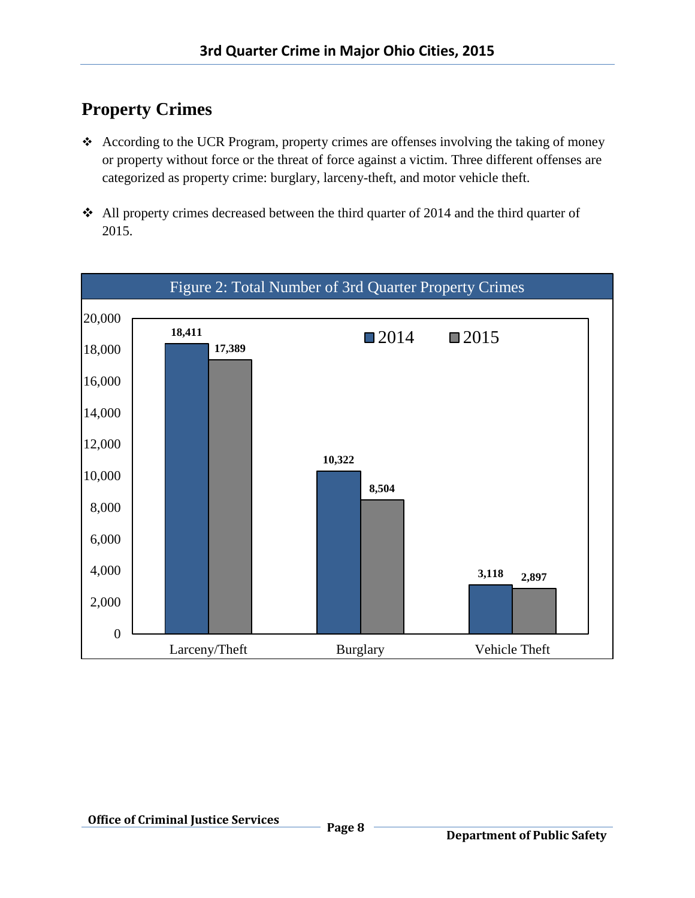## Property Crimes

- According to the UCR Program, property crimes are offenses involving the taking of money or property without force or the threat of force against a victim. Three different offenses are categorized as property crime: burglary, larceny-theft, and motor vehicle theft.
- All property crimes decreased between the third quarter of 2014 and the third quarter of 2015.

Figure 2: Total Number of 3rd Quarter Property Crimes

| | 2014 | 2015 |
|---|---|---|
| Larceny/Theft | 18,411 | 17,389 |
| Burglary | 10,322 | 8,504 |
| Vehicle Theft | 3,118 | 2,897 |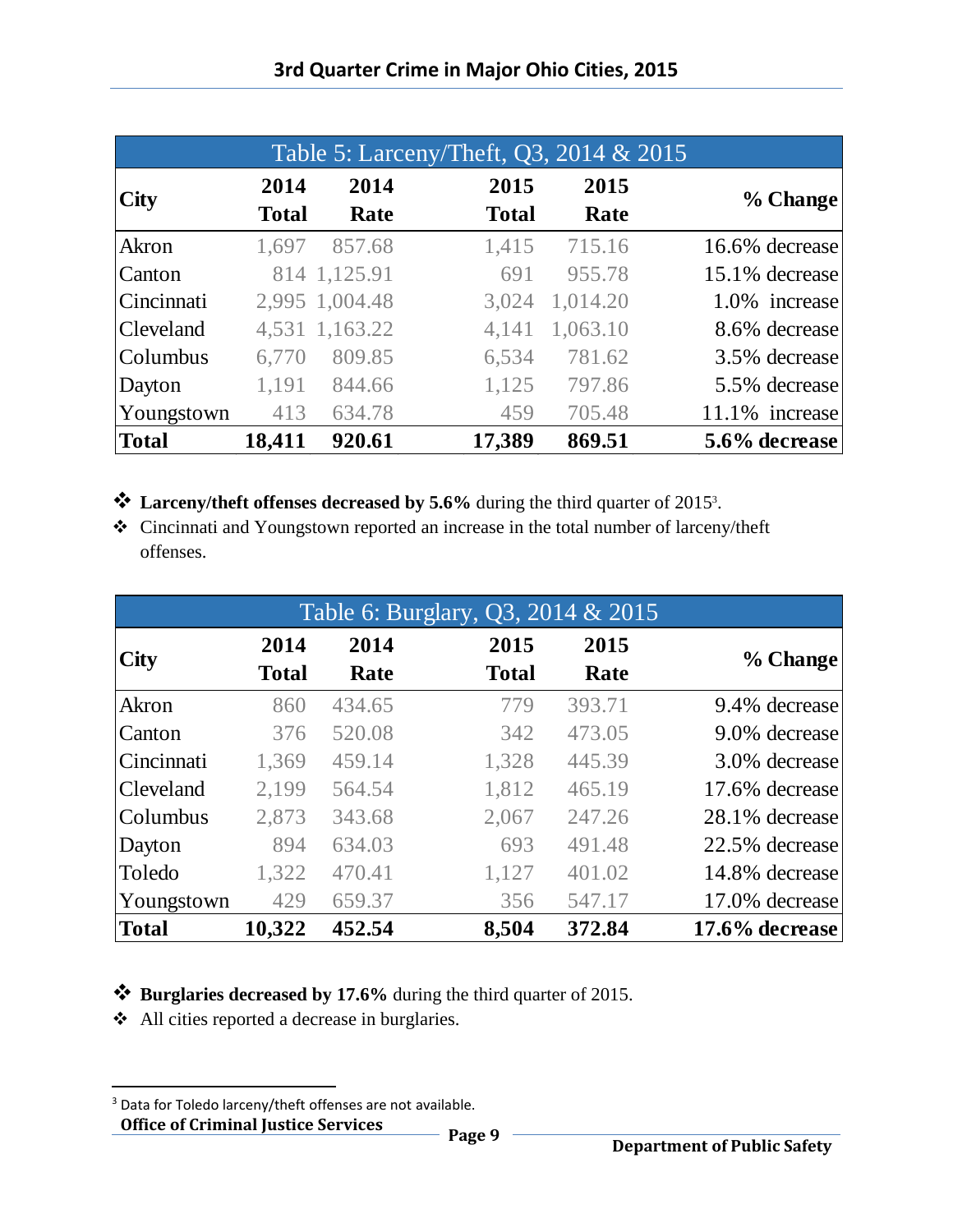| Table 5: Larceny/Theft, Q3, 2014 & 2015 | | | | | |
|---|---|---|---|---|---|
| **City** | **2014 Total** | **2014 Rate** | **2015 Total** | **2015 Rate** | **% Change** |
| Akron | 1,697 | 857.68 | 1,415 | 715.16 | 16.6% decrease |
| Canton | 814 | 1,125.91 | 691 | 955.78 | 15.1% decrease |
| Cincinnati | 2,995 | 1,004.48 | 3,024 | 1,014.20 | 1.0% increase |
| Cleveland | 4,531 | 1,163.22 | 4,141 | 1,063.10 | 8.6% decrease |
| Columbus | 6,770 | 809.85 | 6,534 | 781.62 | 3.5% decrease |
| Dayton | 1,191 | 844.66 | 1,125 | 797.86 | 5.5% decrease |
| Youngstown | 413 | 634.78 | 459 | 705.48 | 11.1% increase |
| **Total** | **18,411** | **920.61** | **17,389** | **869.51** | **5.6% decrease** |

- **Larceny/theft offenses decreased by 5.6%** during the third quarter of 2015[3].
- Cincinnati and Youngstown reported an increase in the total number of larceny/theft offenses.

| Table 6: Burglary, Q3, 2014 & 2015 | | | | | |
|---|---|---|---|---|---|
| **City** | **2014 Total** | **2014 Rate** | **2015 Total** | **2015 Rate** | **% Change** |
| Akron | 860 | 434.65 | 779 | 393.71 | 9.4% decrease |
| Canton | 376 | 520.08 | 342 | 473.05 | 9.0% decrease |
| Cincinnati | 1,369 | 459.14 | 1,328 | 445.39 | 3.0% decrease |
| Cleveland | 2,199 | 564.54 | 1,812 | 465.19 | 17.6% decrease |
| Columbus | 2,873 | 343.68 | 2,067 | 247.26 | 28.1% decrease |
| Dayton | 894 | 634.03 | 693 | 491.48 | 22.5% decrease |
| Toledo | 1,322 | 470.41 | 1,127 | 401.02 | 14.8% decrease |
| Youngstown | 429 | 659.37 | 356 | 547.17 | 17.0% decrease |
| **Total** | **10,322** | **452.54** | **8,504** | **372.84** | **17.6% decrease** |

- **Burglaries decreased by 17.6%** during the third quarter of 2015.
- All cities reported a decrease in burglaries.

[3] Data for Toledo larceny/theft offenses are not available.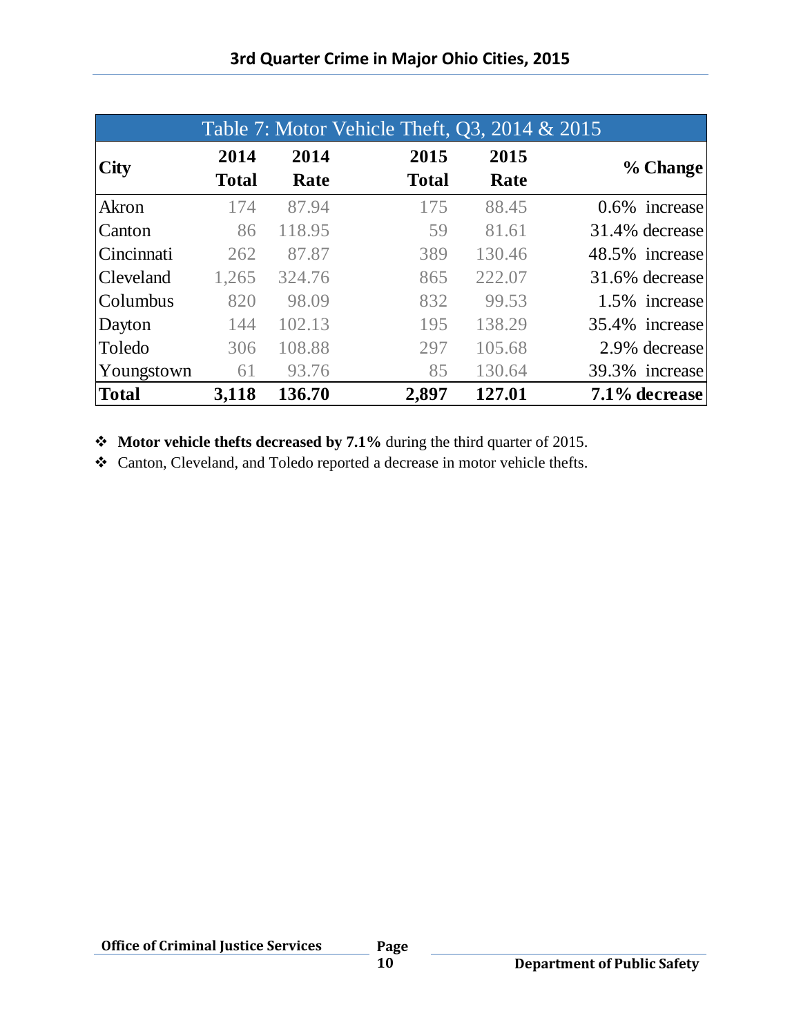**Table 7: Motor Vehicle Theft, Q3, 2014 & 2015**

| City | 2014 Total | 2014 Rate | 2015 Total | 2015 Rate | % Change |
|---|---|---|---|---|---|
| Akron | 174 | 87.94 | 175 | 88.45 | 0.6% increase |
| Canton | 86 | 118.95 | 59 | 81.61 | 31.4% decrease |
| Cincinnati | 262 | 87.87 | 389 | 130.46 | 48.5% increase |
| Cleveland | 1,265 | 324.76 | 865 | 222.07 | 31.6% decrease |
| Columbus | 820 | 98.09 | 832 | 99.53 | 1.5% increase |
| Dayton | 144 | 102.13 | 195 | 138.29 | 35.4% increase |
| Toledo | 306 | 108.88 | 297 | 105.68 | 2.9% decrease |
| Youngstown | 61 | 93.76 | 85 | 130.64 | 39.3% increase |
| **Total** | **3,118** | **136.70** | **2,897** | **127.01** | **7.1% decrease** |

- **Motor vehicle thefts decreased by 7.1%** during the third quarter of 2015.
- Canton, Cleveland, and Toledo reported a decrease in motor vehicle thefts.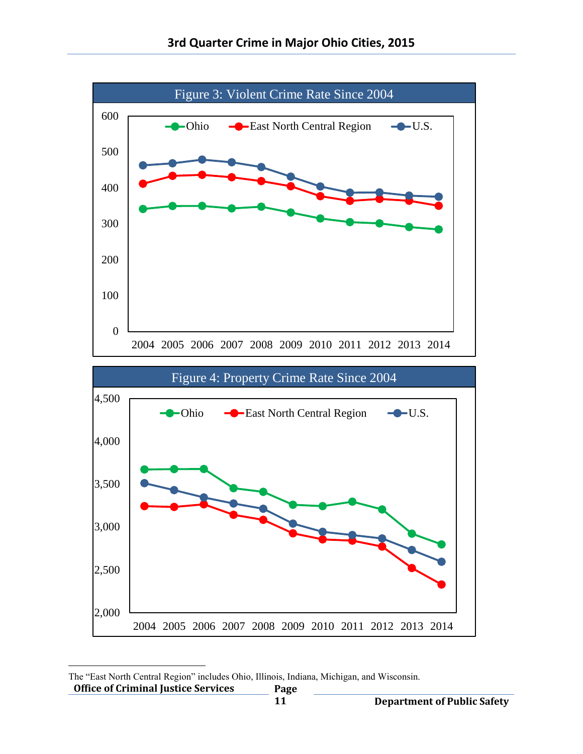Figure 3: Violent Crime Rate Since 2004

Ohio
East North Central Region
U.S.

600
500
400
300
200
100
0

2004 2005 2006 2007 2008 2009 2010 2011 2012 2013 2014

Figure 4: Property Crime Rate Since 2004

Ohio
East North Central Region
U.S.

4,500
4,000
3,500
3,000
2,500
2,000

2004 2005 2006 2007 2008 2009 2010 2011 2012 2013 2014

The "East North Central Region" includes Ohio, Illinois, Indiana, Michigan, and Wisconsin.